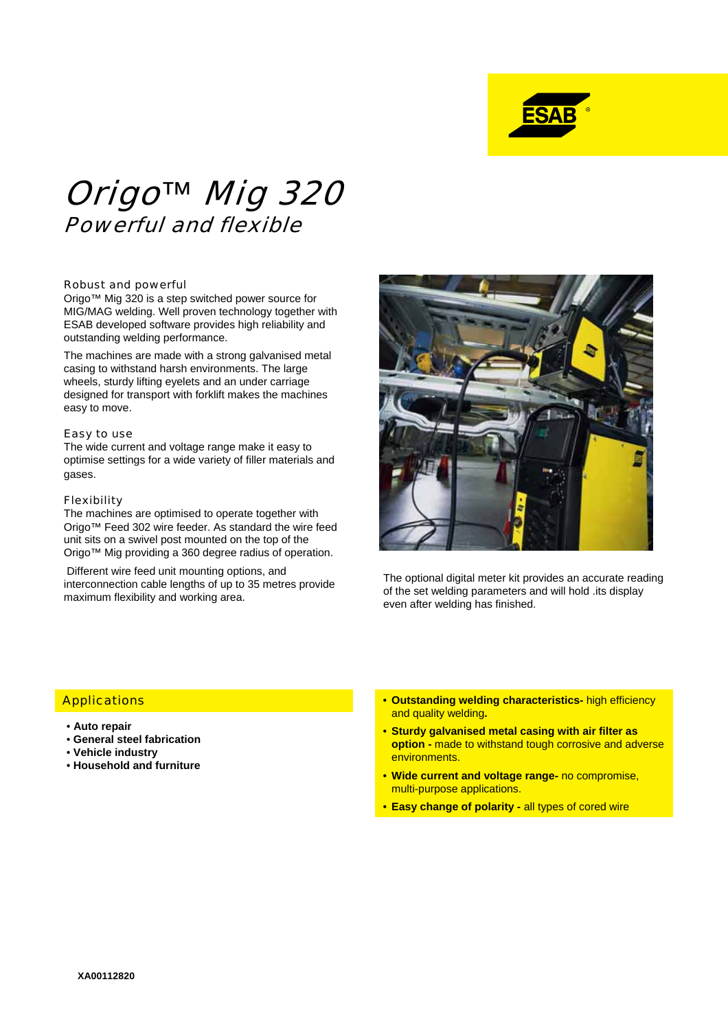# Origo™ Mig 320

## *Powerful and flexible*

### Robust and powerful

Origo™ Mig 320 is a step switched power source for MIG/MAG welding. Well proven technology together with ESAB developed software provides high reliability and outstanding welding performance.

The machines are made with a strong galvanised metal casing to withstand harsh environments. The large wheels, sturdy lifting eyelets and an under carriage designed for transport with forklift makes the machines easy to move.

### Easy to use

The wide current and voltage range make it easy to optimise settings for a wide variety of filler materials and gases.

### Flexibility

The machines are optimised to operate together with Origo™ Feed 302 wire feeder. As standard the wire feed unit sits on a swivel post mounted on the top of the Origo™ Mig providing a 360 degree radius of operation.

Different wire feed unit mounting options, and interconnection cable lengths of up to 35 metres provide maximum flexibility and working area.

The optional digital meter kit provides an accurate reading of the set welding parameters and will hold .its display even after welding has finished.

## Applications

- **Auto repair**
- **General steel fabrication**
- **Vehicle industry**
- **Household and furniture**

- **Outstanding welding characteristics-** high efficiency and quality welding**.**
- **Sturdy galvanised metal casing with air filter as option -** made to withstand tough corrosive and adverse environments.
- **Wide current and voltage range-** no compromise, multi-purpose applications.
- **Easy change of polarity -** all types of cored wire

**XA00112820**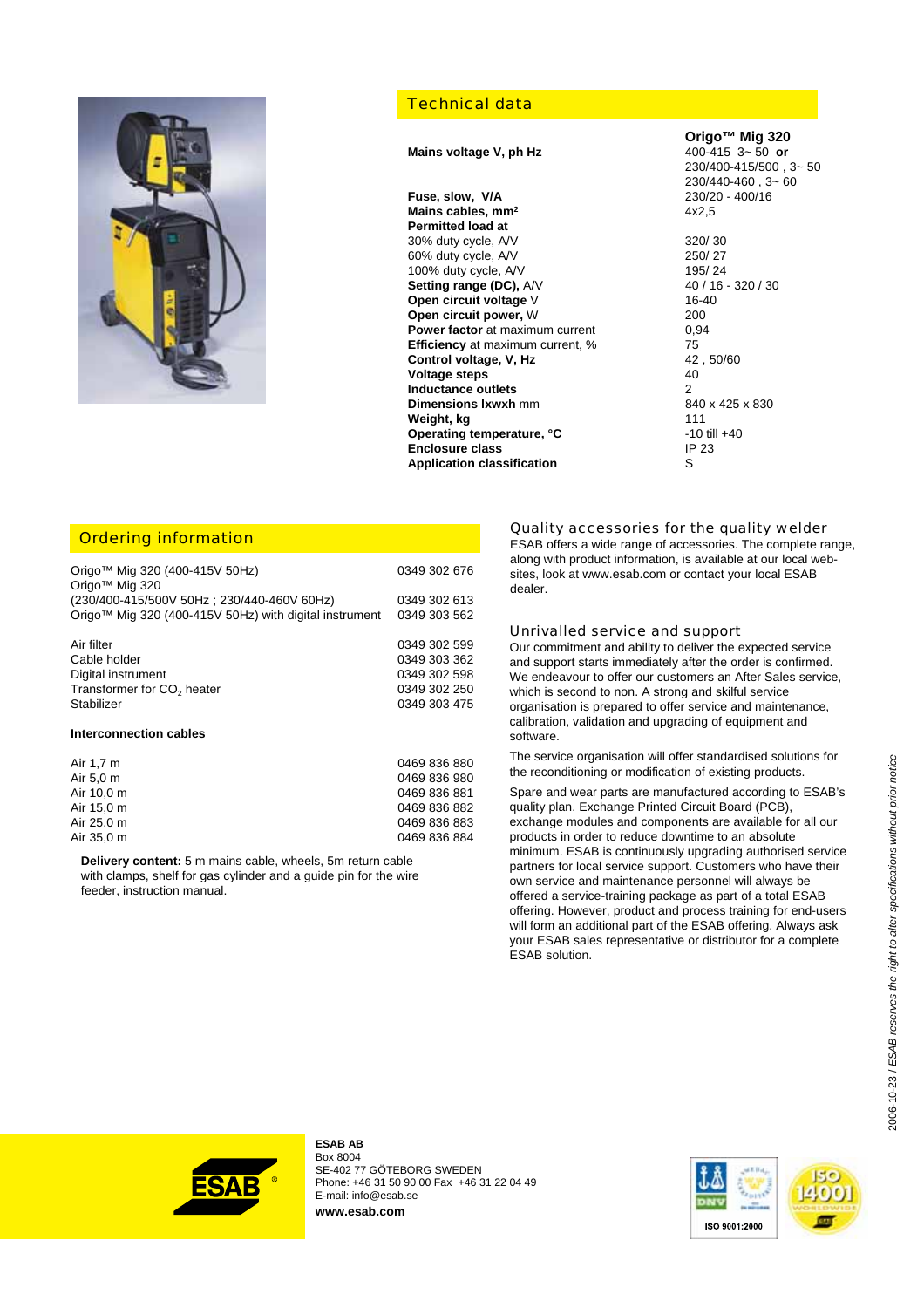## Technical data

| | Origo™ Mig 320 |
|---|---|
| **Mains voltage V, ph Hz** | 400-415 3~ 50 **or** 230/400-415/500 , 3~ 50 230/440-460 , 3~ 60 |
| **Fuse, slow, V/A** | 230/20 - 400/16 |
| **Mains cables, mm²** | 4x2,5 |
| **Permitted load at** | |
| 30% duty cycle, A/V | 320/ 30 |
| 60% duty cycle, A/V | 250/ 27 |
| 100% duty cycle, A/V | 195/ 24 |
| **Setting range (DC),** A/V | 40 / 16 - 320 / 30 |
| **Open circuit voltage** V | 16-40 |
| **Open circuit power,** W | 200 |
| **Power factor** at maximum current | 0,94 |
| **Efficiency** at maximum current, % | 75 |
| **Control voltage, V, Hz** | 42 , 50/60 |
| **Voltage steps** | 40 |
| **Inductance outlets** | 2 |
| **Dimensions lxwxh** mm | 840 x 425 x 830 |
| **Weight, kg** | 111 |
| **Operating temperature, °C** | -10 till +40 |
| **Enclosure class** | IP 23 |
| **Application classification** | S |

## Ordering information

| | |
|---|---|
| Origo™ Mig 320 (400-415V 50Hz) | 0349 302 676 |
| Origo™ Mig 320 (230/400-415/500V 50Hz ; 230/440-460V 60Hz) | 0349 302 613 |
| Origo™ Mig 320 (400-415V 50Hz) with digital instrument | 0349 303 562 |
| Air filter | 0349 302 599 |
| Cable holder | 0349 303 362 |
| Digital instrument | 0349 302 598 |
| Transformer for $CO_2$ heater | 0349 302 250 |
| Stabilizer | 0349 303 475 |

**Interconnection cables**

| | |
|---|---|
| Air 1,7 m | 0469 836 880 |
| Air 5,0 m | 0469 836 980 |
| Air 10,0 m | 0469 836 881 |
| Air 15,0 m | 0469 836 882 |
| Air 25,0 m | 0469 836 883 |
| Air 35,0 m | 0469 836 884 |

**Delivery content:** 5 m mains cable, wheels, 5m return cable with clamps, shelf for gas cylinder and a guide pin for the wire feeder, instruction manual.

### Quality accessories for the quality welder

ESAB offers a wide range of accessories. The complete range, along with product information, is available at our local web-sites, look at www.esab.com or contact your local ESAB dealer.

### Unrivalled service and support

Our commitment and ability to deliver the expected service and support starts immediately after the order is confirmed. We endeavour to offer our customers an After Sales service, which is second to non. A strong and skilful service organisation is prepared to offer service and maintenance, calibration, validation and upgrading of equipment and software.

The service organisation will offer standardised solutions for the reconditioning or modification of existing products.

Spare and wear parts are manufactured according to ESAB's quality plan. Exchange Printed Circuit Board (PCB), exchange modules and components are available for all our products in order to reduce downtime to an absolute minimum. ESAB is continuously upgrading authorised service partners for local service support. Customers who have their own service and maintenance personnel will always be offered a service-training package as part of a total ESAB offering. However, product and process training for end-users will form an additional part of the ESAB offering. Always ask your ESAB sales representative or distributor for a complete ESAB solution.

*2006-10-23 / ESAB reserves the right to alter specifications without prior notice*

**ESAB AB**
Box 8004
SE-402 77 GÖTEBORG SWEDEN
Phone: +46 31 50 90 00 Fax +46 31 22 04 49
E-mail: info@esab.se
**www.esab.com**

ISO 9001:2000

ISO 14001